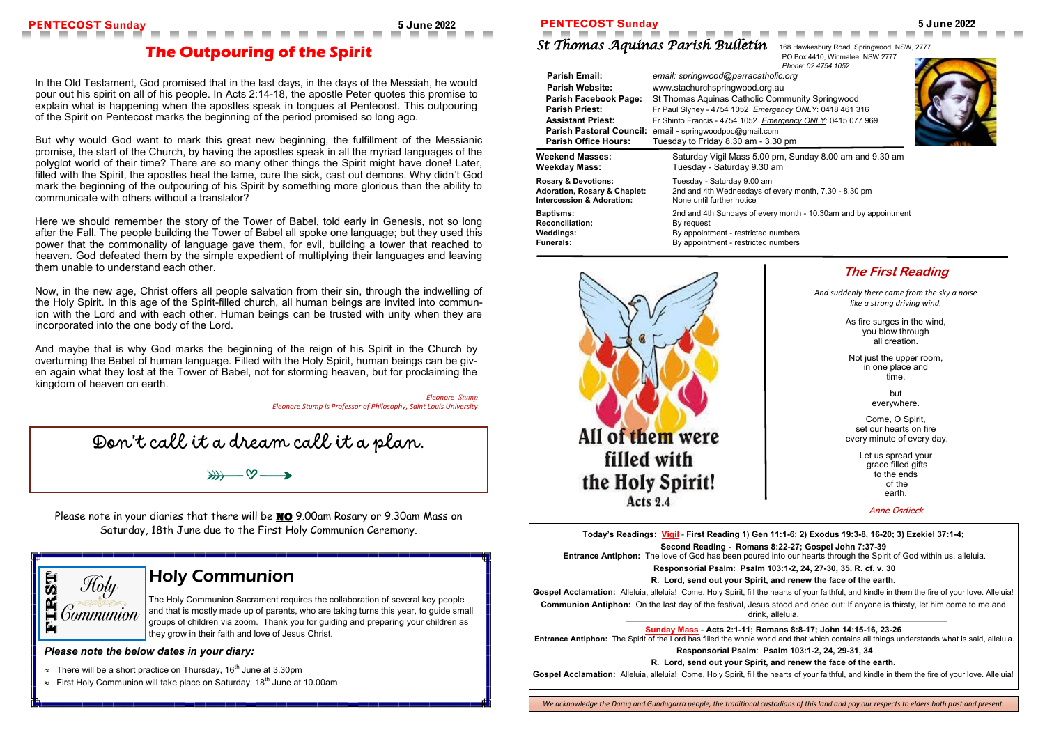# The Outpouring of the Spirit

In the Old Testament, God promised that in the last days, in the days of the Messiah, he would pour out his spirit on all of his people. In Acts 2:14-18, the apostle Peter quotes this promise to explain what is happening when the apostles speak in tongues at Pentecost. This outpouring of the Spirit on Pentecost marks the beginning of the period promised so long ago.

But why would God want to mark this great new beginning, the fulfillment of the Messianic promise, the start of the Church, by having the apostles speak in all the myriad languages of the polyglot world of their time? There are so many other things the Spirit might have done! Later, filled with the Spirit, the apostles heal the lame, cure the sick, cast out demons. Why didn't God mark the beginning of the outpouring of his Spirit by something more glorious than the ability to communicate with others without a translator?

Here we should remember the story of the Tower of Babel, told early in Genesis, not so long after the Fall. The people building the Tower of Babel all spoke one language; but they used this power that the commonality of language gave them, for evil, building a tower that reached to heaven. God defeated them by the simple expedient of multiplying their languages and leaving them unable to understand each other.

Now, in the new age, Christ offers all people salvation from their sin, through the indwelling of the Holy Spirit. In this age of the Spirit-filled church, all human beings are invited into communion with the Lord and with each other. Human beings can be trusted with unity when they are incorporated into the one body of the Lord.

And maybe that is why God marks the beginning of the reign of his Spirit in the Church by overturning the Babel of human language. Filled with the Holy Spirit, human beings can be given again what they lost at the Tower of Babel, not for storming heaven, but for proclaiming the kingdom of heaven on earth.

*Eleonore Stump*
*Eleonore Stump is Professor of Philosophy, Saint Louis University*

**Don't call it a dream call it a plan.**

Please note in your diaries that there will be **NO** 9.00am Rosary or 9.30am Mass on Saturday, 18th June due to the First Holy Communion Ceremony.

## Holy Communion

FIRST Holy Communion

The Holy Communion Sacrament requires the collaboration of several key people and that is mostly made up of parents, who are taking turns this year, to guide small groups of children via zoom. Thank you for guiding and preparing your children as they grow in their faith and love of Jesus Christ.

### *Please note the below dates in your diary:*

- There will be a short practice on Thursday, 16th June at 3.30pm
- First Holy Communion will take place on Saturday, 18th June at 10.00am

# St Thomas Aquinas Parish Bulletin

168 Hawkesbury Road, Springwood, NSW, 2777
PO Box 4410, Winmalee, NSW 2777
Phone: 02 4754 1052

| | |
|---|---|
| **Parish Email:** | email: springwood@parracatholic.org |
| **Parish Website:** | www.stachurchspringwood.org.au |
| **Parish Facebook Page:** | St Thomas Aquinas Catholic Community Springwood |
| **Parish Priest:** | Fr Paul Slyney - 4754 1052 *Emergency ONLY*: 0418 461 316 |
| **Assistant Priest:** | Fr Shinto Francis - 4754 1052 *Emergency ONLY*: 0415 077 969 |
| **Parish Pastoral Council:** | email - springwoodppc@gmail.com |
| **Parish Office Hours:** | Tuesday to Friday 8.30 am - 3.30 pm |
| **Weekend Masses:** | Saturday Vigil Mass 5.00 pm, Sunday 8.00 am and 9.30 am |
| **Weekday Mass:** | Tuesday - Saturday 9.30 am |
| **Rosary & Devotions:** | Tuesday - Saturday 9.00 am |
| **Adoration, Rosary & Chaplet:** | 2nd and 4th Wednesdays of every month, 7.30 - 8.30 pm |
| **Intercession & Adoration:** | None until further notice |
| **Baptisms:** | 2nd and 4th Sundays of every month - 10.30am and by appointment |
| **Reconciliation:** | By request |
| **Weddings:** | By appointment - restricted numbers |
| **Funerals:** | By appointment - restricted numbers |

All of them were filled with the Holy Spirit! Acts 2.4

## The First Reading

*And suddenly there came from the sky a noise like a strong driving wind.*

As fire surges in the wind,
you blow through
all creation.

Not just the upper room,
in one place and
time,

but
everywhere.

Come, O Spirit,
set our hearts on fire
every minute of every day.

Let us spread your
grace filled gifts
to the ends
of the
earth.

*Anne Osdieck*

**Today's Readings: Vigil - First Reading 1) Gen 11:1-6; 2) Exodus 19:3-8, 16-20; 3) Ezekiel 37:1-4;**

**Second Reading - Romans 8:22-27; Gospel John 7:37-39**

**Entrance Antiphon:** The love of God has been poured into our hearts through the Spirit of God within us, alleluia.

**Responsorial Psalm: Psalm 103:1-2, 24, 27-30, 35. R. cf. v. 30**

**R. Lord, send out your Spirit, and renew the face of the earth.**

**Gospel Acclamation:** Alleluia, alleluia! Come, Holy Spirit, fill the hearts of your faithful, and kindle in them the fire of your love. Alleluia!

**Communion Antiphon:** On the last day of the festival, Jesus stood and cried out: If anyone is thirsty, let him come to me and drink, alleluia.

**Sunday Mass - Acts 2:1-11; Romans 8:8-17; John 14:15-16, 23-26**

**Entrance Antiphon:** The Spirit of the Lord has filled the whole world and that which contains all things understands what is said, alleluia.

**Responsorial Psalm: Psalm 103:1-2, 24, 29-31, 34**

**R. Lord, send out your Spirit, and renew the face of the earth.**

**Gospel Acclamation:** Alleluia, alleluia! Come, Holy Spirit, fill the hearts of your faithful, and kindle in them the fire of your love. Alleluia!

*We acknowledge the Darug and Gundugarra people, the traditional custodians of this land and pay our respects to elders both past and present.*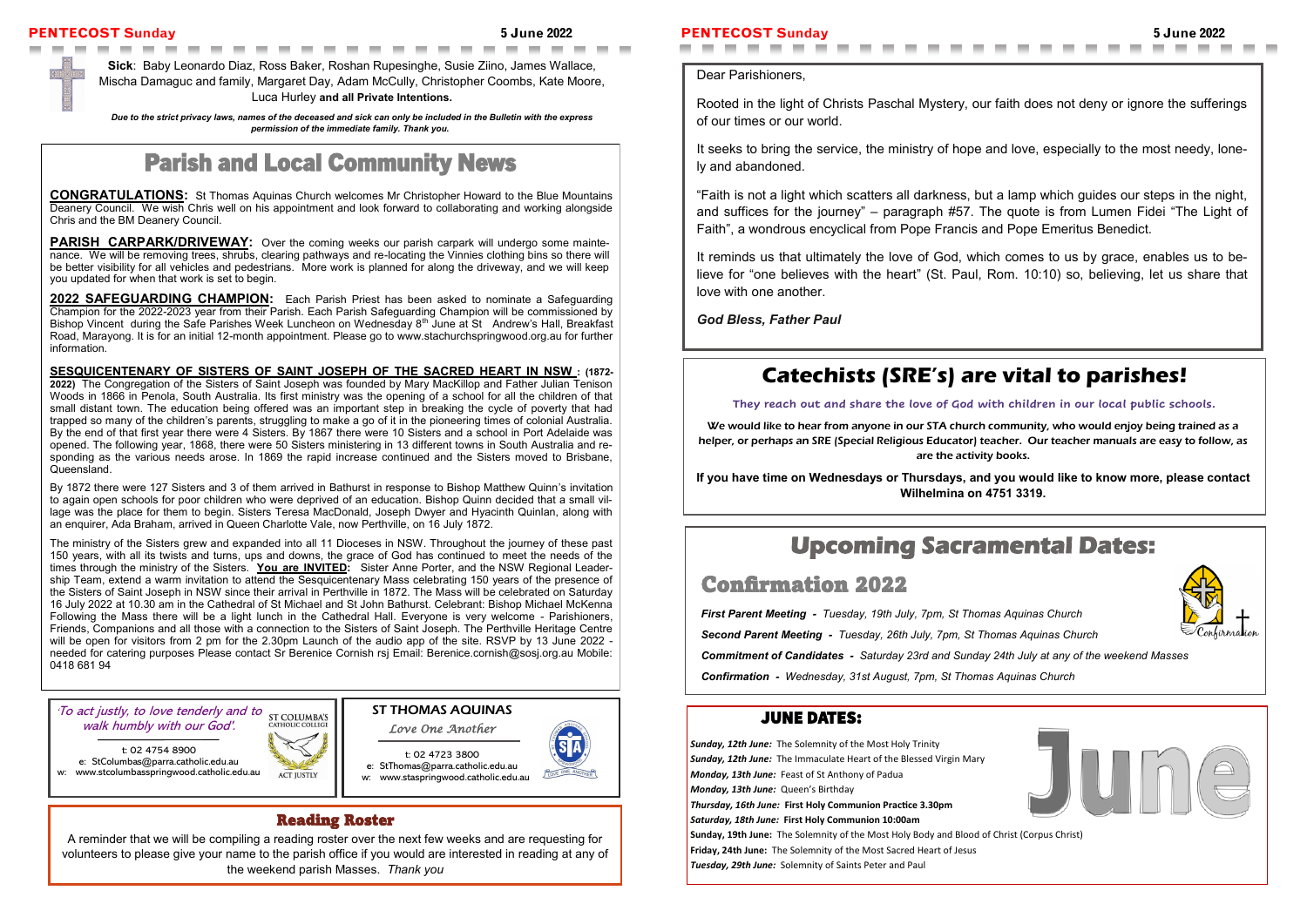**Sick**: Baby Leonardo Diaz, Ross Baker, Roshan Rupesinghe, Susie Ziino, James Wallace, Mischa Damaguc and family, Margaret Day, Adam McCully, Christopher Coombs, Kate Moore, Luca Hurley **and all Private Intentions.**

***Due to the strict privacy laws, names of the deceased and sick can only be included in the Bulletin with the express permission of the immediate family. Thank you.***

# Parish and Local Community News

**CONGRATULATIONS:** St Thomas Aquinas Church welcomes Mr Christopher Howard to the Blue Mountains Deanery Council. We wish Chris well on his appointment and look forward to collaborating and working alongside Chris and the BM Deanery Council.

**PARISH CARPARK/DRIVEWAY:** Over the coming weeks our parish carpark will undergo some maintenance. We will be removing trees, shrubs, clearing pathways and re-locating the Vinnies clothing bins so there will be better visibility for all vehicles and pedestrians. More work is planned for along the driveway, and we will keep you updated for when that work is set to begin.

**2022 SAFEGUARDING CHAMPION:** Each Parish Priest has been asked to nominate a Safeguarding Champion for the 2022-2023 year from their Parish. Each Parish Safeguarding Champion will be commissioned by Bishop Vincent during the Safe Parishes Week Luncheon on Wednesday 8th June at St Andrew's Hall, Breakfast Road, Marayong. It is for an initial 12-month appointment. Please go to www.stachurchspringwood.org.au for further information.

**SESQUICENTENARY OF SISTERS OF SAINT JOSEPH OF THE SACRED HEART IN NSW : (1872-2022)** The Congregation of the Sisters of Saint Joseph was founded by Mary MacKillop and Father Julian Tenison Woods in 1866 in Penola, South Australia. Its first ministry was the opening of a school for all the children of that small distant town. The education being offered was an important step in breaking the cycle of poverty that had trapped so many of the children's parents, struggling to make a go of it in the pioneering times of colonial Australia. By the end of that first year there were 4 Sisters. By 1867 there were 10 Sisters and a school in Port Adelaide was opened. The following year, 1868, there were 50 Sisters ministering in 13 different towns in South Australia and responding as the various needs arose. In 1869 the rapid increase continued and the Sisters moved to Brisbane, Queensland.

By 1872 there were 127 Sisters and 3 of them arrived in Bathurst in response to Bishop Matthew Quinn's invitation to again open schools for poor children who were deprived of an education. Bishop Quinn decided that a small village was the place for them to begin. Sisters Teresa MacDonald, Joseph Dwyer and Hyacinth Quinlan, along with an enquirer, Ada Braham, arrived in Queen Charlotte Vale, now Perthville, on 16 July 1872.

The ministry of the Sisters grew and expanded into all 11 Dioceses in NSW. Throughout the journey of these past 150 years, with all its twists and turns, ups and downs, the grace of God has continued to meet the needs of the times through the ministry of the Sisters. **You are INVITED:** Sister Anne Porter, and the NSW Regional Leadership Team, extend a warm invitation to attend the Sesquicentenary Mass celebrating 150 years of the presence of the Sisters of Saint Joseph in NSW since their arrival in Perthville in 1872. The Mass will be celebrated on Saturday 16 July 2022 at 10.30 am in the Cathedral of St Michael and St John Bathurst. Celebrant: Bishop Michael McKenna Following the Mass there will be a light lunch in the Cathedral Hall. Everyone is very welcome - Parishioners, Friends, Companions and all those with a connection to the Sisters of Saint Joseph. The Perthville Heritage Centre will be open for visitors from 2 pm for the 2.30pm Launch of the audio app of the site. RSVP by 13 June 2022 - needed for catering purposes Please contact Sr Berenice Cornish rsj Email: Berenice.cornish@sosj.org.au Mobile: 0418 681 94

*'To act justly, to love tenderly and to walk humbly with our God'.*

ST COLUMBA'S CATHOLIC COLLEGE

t: 02 4754 8900
e: StColumbas@parra.catholic.edu.au
w: www.stcolumbasspringwood.catholic.edu.au

ACT JUSTLY

**ST THOMAS AQUINAS**

*Love One Another*

t: 02 4723 3800
e: StThomas@parra.catholic.edu.au
w: www.staspringwood.catholic.edu.au

## Reading Roster

A reminder that we will be compiling a reading roster over the next few weeks and are requesting for volunteers to please give your name to the parish office if you would are interested in reading at any of the weekend parish Masses. *Thank you*

Dear Parishioners,

Rooted in the light of Christs Paschal Mystery, our faith does not deny or ignore the sufferings of our times or our world.

It seeks to bring the service, the ministry of hope and love, especially to the most needy, lonely and abandoned.

"Faith is not a light which scatters all darkness, but a lamp which guides our steps in the night, and suffices for the journey" – paragraph #57. The quote is from Lumen Fidei "The Light of Faith", a wondrous encyclical from Pope Francis and Pope Emeritus Benedict.

It reminds us that ultimately the love of God, which comes to us by grace, enables us to believe for "one believes with the heart" (St. Paul, Rom. 10:10) so, believing, let us share that love with one another.

***God Bless, Father Paul***

# Catechists (SRE's) are vital to parishes!

They reach out and share the love of God with children in our local public schools.

We would like to hear from anyone in our STA church community, who would enjoy being trained as a helper, or perhaps an SRE (Special Religious Educator) teacher. Our teacher manuals are easy to follow, as are the activity books.

**If you have time on Wednesdays or Thursdays, and you would like to know more, please contact Wilhelmina on 4751 3319.**

# Upcoming Sacramental Dates:

## Confirmation 2022

***First Parent Meeting*** *- Tuesday, 19th July, 7pm, St Thomas Aquinas Church*

***Second Parent Meeting*** *- Tuesday, 26th July, 7pm, St Thomas Aquinas Church*

***Commitment of Candidates*** *- Saturday 23rd and Sunday 24th July at any of the weekend Masses*

***Confirmation*** *- Wednesday, 31st August, 7pm, St Thomas Aquinas Church*

## JUNE DATES:

***Sunday, 12th June:*** The Solemnity of the Most Holy Trinity
***Sunday, 12th June:*** The Immaculate Heart of the Blessed Virgin Mary
***Monday, 13th June:*** Feast of St Anthony of Padua
***Monday, 13th June:*** Queen's Birthday
***Thursday, 16th June:*** **First Holy Communion Practice 3.30pm**
***Saturday, 18th June:*** **First Holy Communion 10:00am**
**Sunday, 19th June:** The Solemnity of the Most Holy Body and Blood of Christ (Corpus Christi)
**Friday, 24th June:** The Solemnity of the Most Sacred Heart of Jesus
***Tuesday, 29th June:*** Solemnity of Saints Peter and Paul